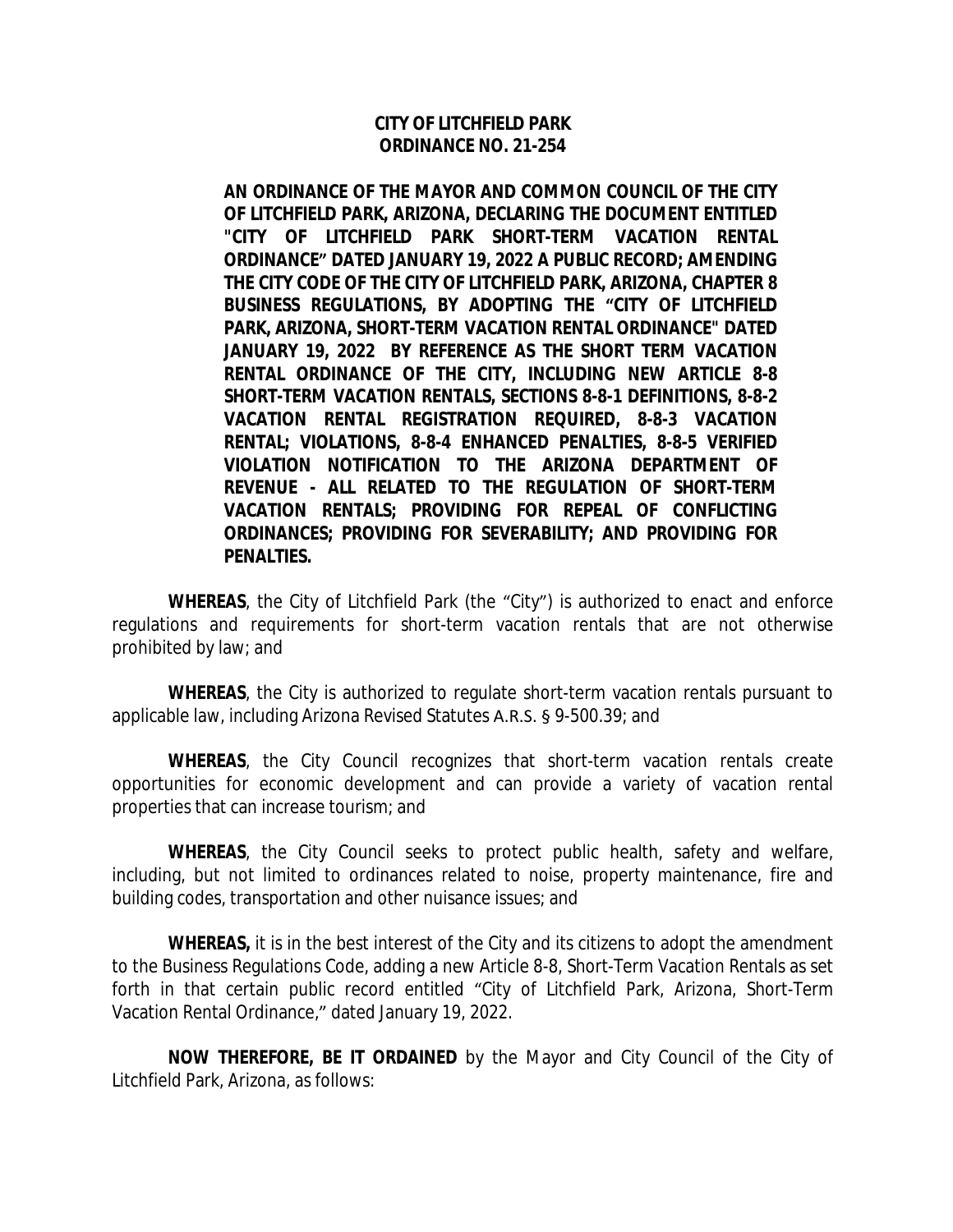**CITY OF LITCHFIELD PARK**
**ORDINANCE NO. 21-254**

**AN ORDINANCE OF THE MAYOR AND COMMON COUNCIL OF THE CITY OF LITCHFIELD PARK, ARIZONA, DECLARING THE DOCUMENT ENTITLED "CITY OF LITCHFIELD PARK SHORT-TERM VACATION RENTAL ORDINANCE" DATED JANUARY 19, 2022 A PUBLIC RECORD; AMENDING THE CITY CODE OF THE CITY OF LITCHFIELD PARK, ARIZONA, CHAPTER 8 BUSINESS REGULATIONS, BY ADOPTING THE "CITY OF LITCHFIELD PARK, ARIZONA, SHORT-TERM VACATION RENTAL ORDINANCE" DATED JANUARY 19, 2022 BY REFERENCE AS THE SHORT TERM VACATION RENTAL ORDINANCE OF THE CITY, INCLUDING NEW ARTICLE 8-8 SHORT-TERM VACATION RENTALS, SECTIONS 8-8-1 DEFINITIONS, 8-8-2 VACATION RENTAL REGISTRATION REQUIRED, 8-8-3 VACATION RENTAL; VIOLATIONS, 8-8-4 ENHANCED PENALTIES, 8-8-5 VERIFIED VIOLATION NOTIFICATION TO THE ARIZONA DEPARTMENT OF REVENUE - ALL RELATED TO THE REGULATION OF SHORT-TERM VACATION RENTALS; PROVIDING FOR REPEAL OF CONFLICTING ORDINANCES; PROVIDING FOR SEVERABILITY; AND PROVIDING FOR PENALTIES.**

**WHEREAS**, the City of Litchfield Park (the "City") is authorized to enact and enforce regulations and requirements for short-term vacation rentals that are not otherwise prohibited by law; and

**WHEREAS**, the City is authorized to regulate short-term vacation rentals pursuant to applicable law, including Arizona Revised Statutes A.R.S. § 9-500.39; and

**WHEREAS**, the City Council recognizes that short-term vacation rentals create opportunities for economic development and can provide a variety of vacation rental properties that can increase tourism; and

**WHEREAS**, the City Council seeks to protect public health, safety and welfare, including, but not limited to ordinances related to noise, property maintenance, fire and building codes, transportation and other nuisance issues; and

**WHEREAS,** it is in the best interest of the City and its citizens to adopt the amendment to the Business Regulations Code, adding a new Article 8-8, Short-Term Vacation Rentals as set forth in that certain public record entitled "City of Litchfield Park, Arizona, Short-Term Vacation Rental Ordinance," dated January 19, 2022.

**NOW THEREFORE, BE IT ORDAINED** by the Mayor and City Council of the City of Litchfield Park, Arizona, as follows: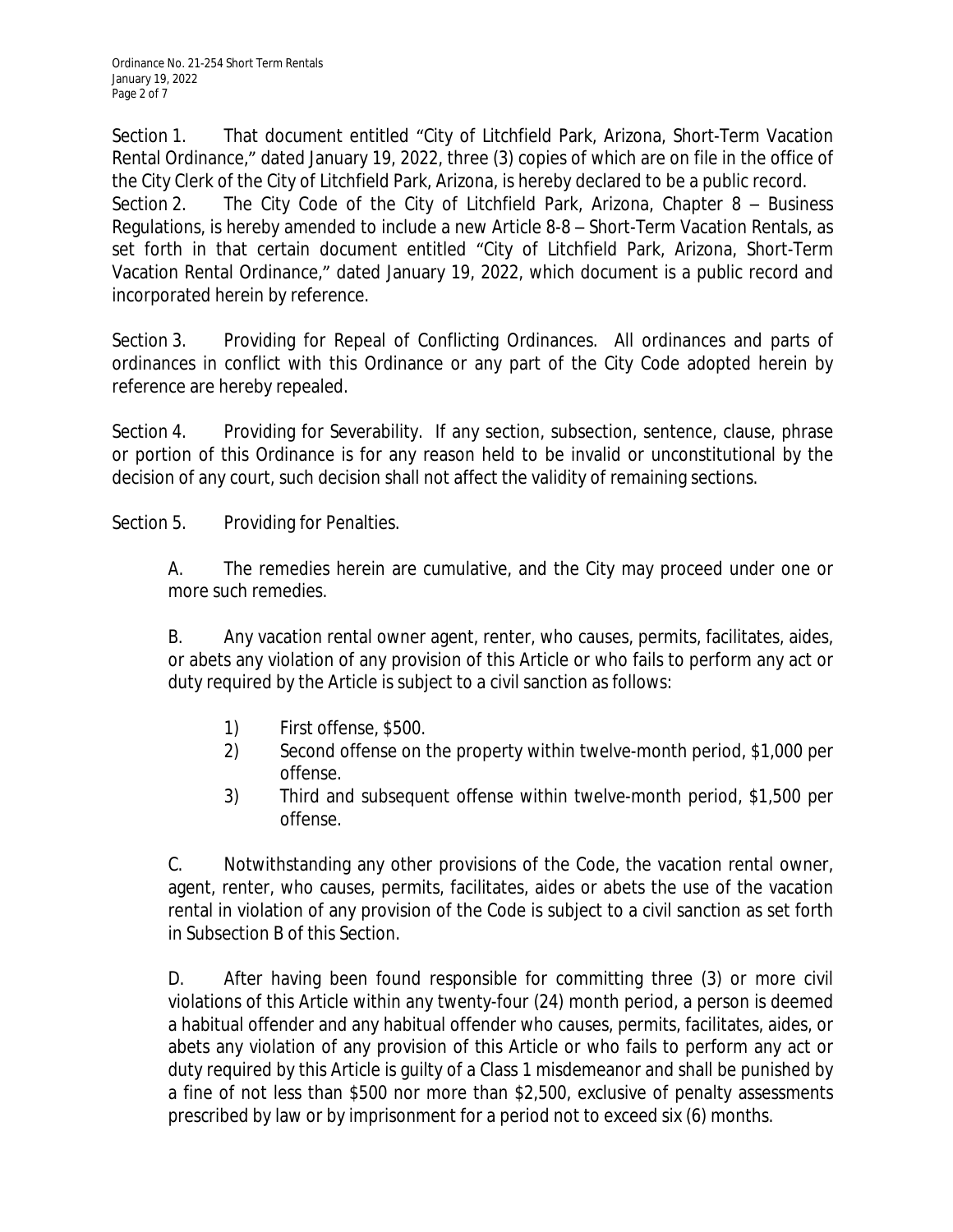Section 1. That document entitled "City of Litchfield Park, Arizona, Short-Term Vacation Rental Ordinance," dated January 19, 2022, three (3) copies of which are on file in the office of the City Clerk of the City of Litchfield Park, Arizona, is hereby declared to be a public record.

Section 2. The City Code of the City of Litchfield Park, Arizona, Chapter 8 – Business Regulations, is hereby amended to include a new Article 8-8 – Short-Term Vacation Rentals, as set forth in that certain document entitled "City of Litchfield Park, Arizona, Short-Term Vacation Rental Ordinance," dated January 19, 2022, which document is a public record and incorporated herein by reference.

Section 3. Providing for Repeal of Conflicting Ordinances. All ordinances and parts of ordinances in conflict with this Ordinance or any part of the City Code adopted herein by reference are hereby repealed.

Section 4. Providing for Severability. If any section, subsection, sentence, clause, phrase or portion of this Ordinance is for any reason held to be invalid or unconstitutional by the decision of any court, such decision shall not affect the validity of remaining sections.

Section 5. Providing for Penalties.

A. The remedies herein are cumulative, and the City may proceed under one or more such remedies.

B. Any vacation rental owner agent, renter, who causes, permits, facilitates, aides, or abets any violation of any provision of this Article or who fails to perform any act or duty required by the Article is subject to a civil sanction as follows:

1) First offense, $500.
2) Second offense on the property within twelve-month period, $1,000 per offense.
3) Third and subsequent offense within twelve-month period, $1,500 per offense.

C. Notwithstanding any other provisions of the Code, the vacation rental owner, agent, renter, who causes, permits, facilitates, aides or abets the use of the vacation rental in violation of any provision of the Code is subject to a civil sanction as set forth in Subsection B of this Section.

D. After having been found responsible for committing three (3) or more civil violations of this Article within any twenty-four (24) month period, a person is deemed a habitual offender and any habitual offender who causes, permits, facilitates, aides, or abets any violation of any provision of this Article or who fails to perform any act or duty required by this Article is guilty of a Class 1 misdemeanor and shall be punished by a fine of not less than $500 nor more than $2,500, exclusive of penalty assessments prescribed by law or by imprisonment for a period not to exceed six (6) months.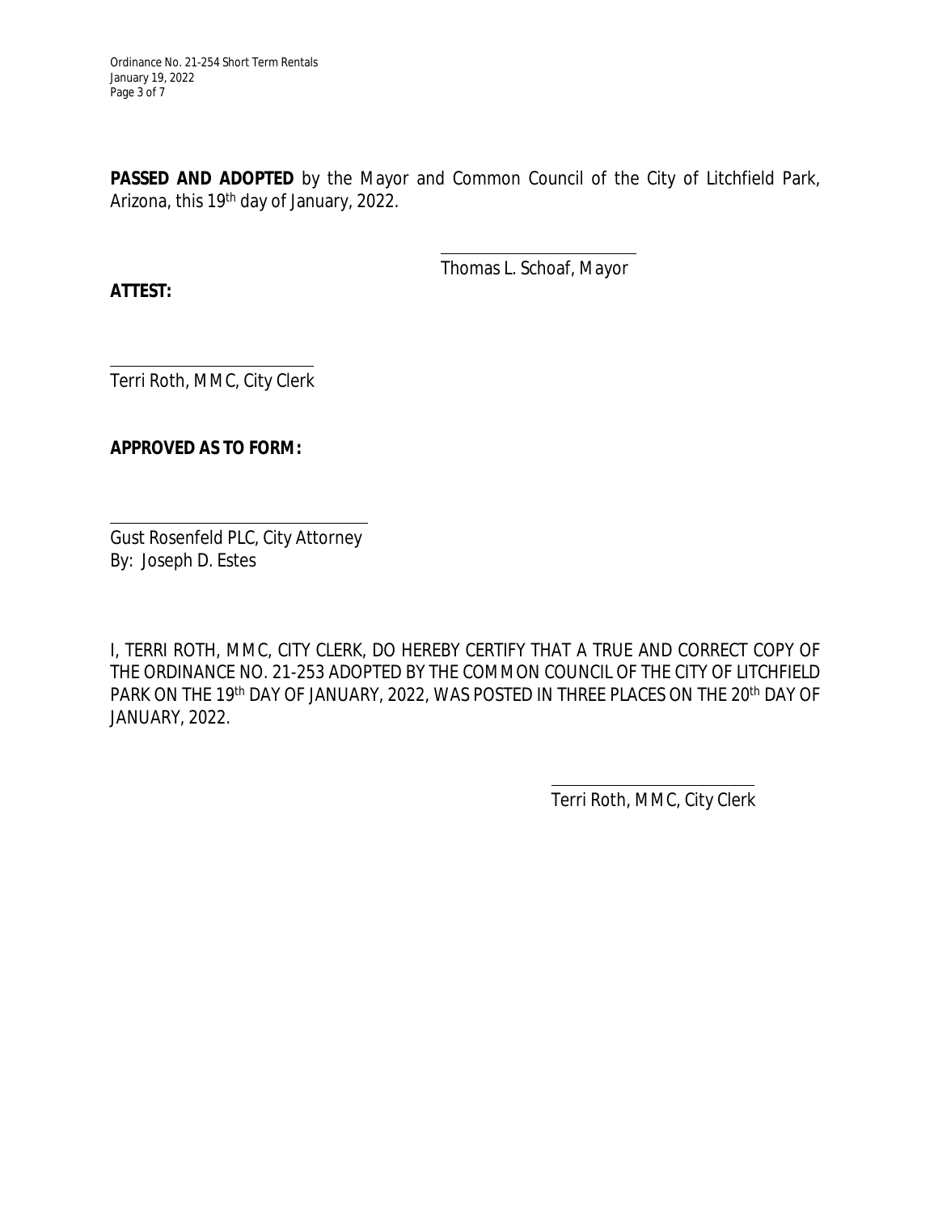**PASSED AND ADOPTED** by the Mayor and Common Council of the City of Litchfield Park, Arizona, this 19th day of January, 2022.

Thomas L. Schoaf, Mayor

**ATTEST:**

Terri Roth, MMC, City Clerk

**APPROVED AS TO FORM:**

Gust Rosenfeld PLC, City Attorney
By: Joseph D. Estes

I, TERRI ROTH, MMC, CITY CLERK, DO HEREBY CERTIFY THAT A TRUE AND CORRECT COPY OF THE ORDINANCE NO. 21-253 ADOPTED BY THE COMMON COUNCIL OF THE CITY OF LITCHFIELD PARK ON THE 19th DAY OF JANUARY, 2022, WAS POSTED IN THREE PLACES ON THE 20th DAY OF JANUARY, 2022.

Terri Roth, MMC, City Clerk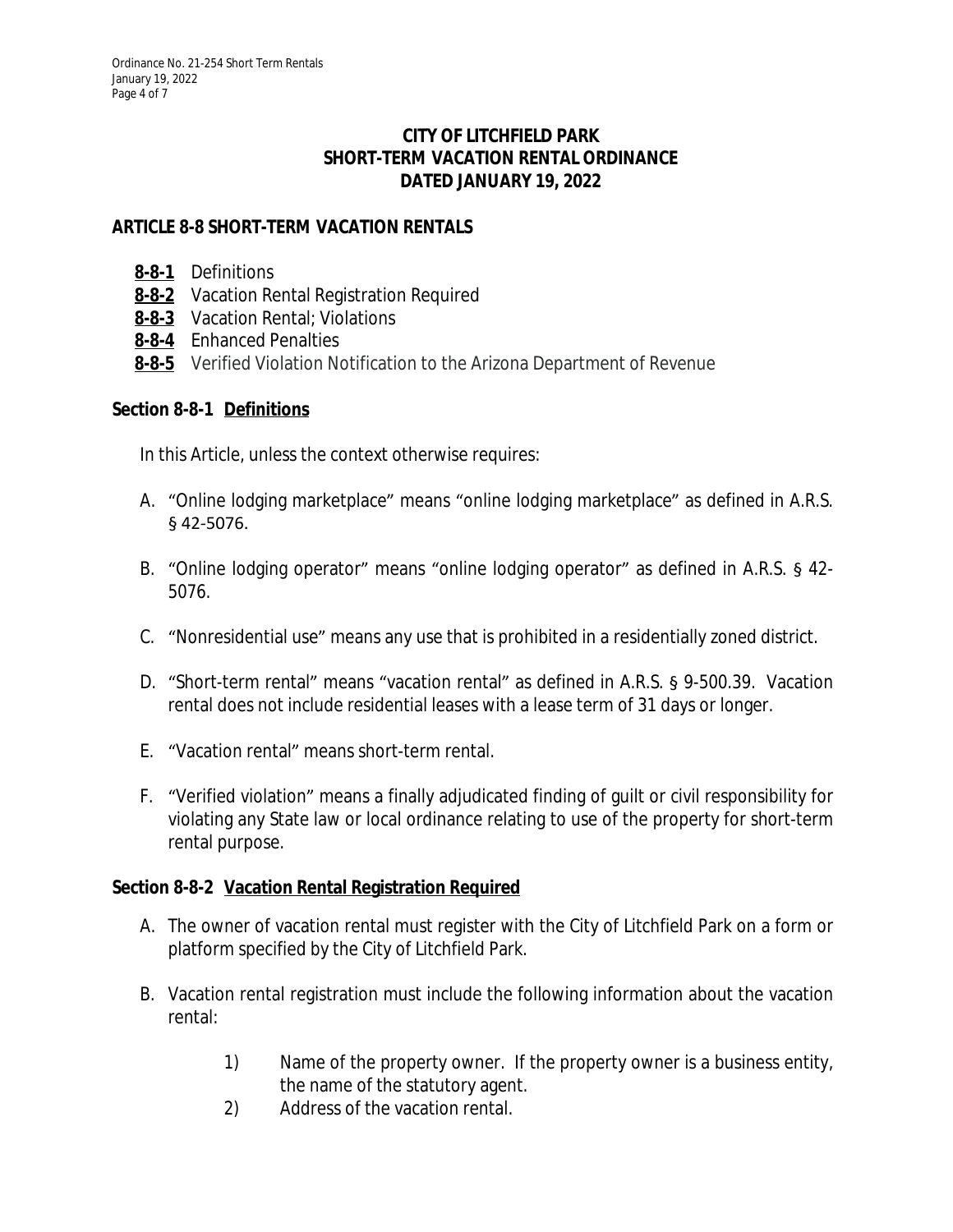**CITY OF LITCHFIELD PARK**
**SHORT-TERM VACATION RENTAL ORDINANCE**
**DATED JANUARY 19, 2022**

## ARTICLE 8-8 SHORT-TERM VACATION RENTALS

- **8-8-1** Definitions
- **8-8-2** Vacation Rental Registration Required
- **8-8-3** Vacation Rental; Violations
- **8-8-4** Enhanced Penalties
- **8-8-5** Verified Violation Notification to the Arizona Department of Revenue

### Section 8-8-1 Definitions

In this Article, unless the context otherwise requires:

A. "Online lodging marketplace" means "online lodging marketplace" as defined in A.R.S. § 42-5076.

B. "Online lodging operator" means "online lodging operator" as defined in A.R.S. § 42-5076.

C. "Nonresidential use" means any use that is prohibited in a residentially zoned district.

D. "Short-term rental" means "vacation rental" as defined in A.R.S. § 9-500.39. Vacation rental does not include residential leases with a lease term of 31 days or longer.

E. "Vacation rental" means short-term rental.

F. "Verified violation" means a finally adjudicated finding of guilt or civil responsibility for violating any State law or local ordinance relating to use of the property for short-term rental purpose.

### Section 8-8-2 Vacation Rental Registration Required

A. The owner of vacation rental must register with the City of Litchfield Park on a form or platform specified by the City of Litchfield Park.

B. Vacation rental registration must include the following information about the vacation rental:

1) Name of the property owner. If the property owner is a business entity, the name of the statutory agent.
2) Address of the vacation rental.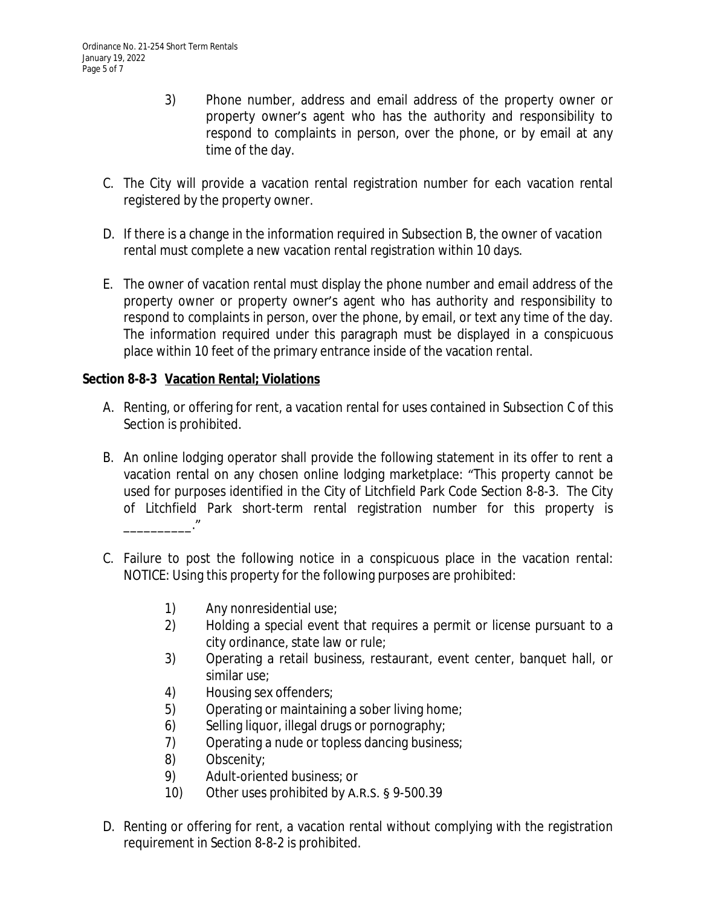3) Phone number, address and email address of the property owner or property owner's agent who has the authority and responsibility to respond to complaints in person, over the phone, or by email at any time of the day.

C. The City will provide a vacation rental registration number for each vacation rental registered by the property owner.

D. If there is a change in the information required in Subsection B, the owner of vacation rental must complete a new vacation rental registration within 10 days.

E. The owner of vacation rental must display the phone number and email address of the property owner or property owner's agent who has authority and responsibility to respond to complaints in person, over the phone, by email, or text any time of the day. The information required under this paragraph must be displayed in a conspicuous place within 10 feet of the primary entrance inside of the vacation rental.

**Section 8-8-3 Vacation Rental; Violations**

A. Renting, or offering for rent, a vacation rental for uses contained in Subsection C of this Section is prohibited.

B. An online lodging operator shall provide the following statement in its offer to rent a vacation rental on any chosen online lodging marketplace: "This property cannot be used for purposes identified in the City of Litchfield Park Code Section 8-8-3. The City of Litchfield Park short-term rental registration number for this property is __________."

C. Failure to post the following notice in a conspicuous place in the vacation rental: NOTICE: Using this property for the following purposes are prohibited:

1) Any nonresidential use;
2) Holding a special event that requires a permit or license pursuant to a city ordinance, state law or rule;
3) Operating a retail business, restaurant, event center, banquet hall, or similar use;
4) Housing sex offenders;
5) Operating or maintaining a sober living home;
6) Selling liquor, illegal drugs or pornography;
7) Operating a nude or topless dancing business;
8) Obscenity;
9) Adult-oriented business; or
10) Other uses prohibited by A.R.S. § 9-500.39

D. Renting or offering for rent, a vacation rental without complying with the registration requirement in Section 8-8-2 is prohibited.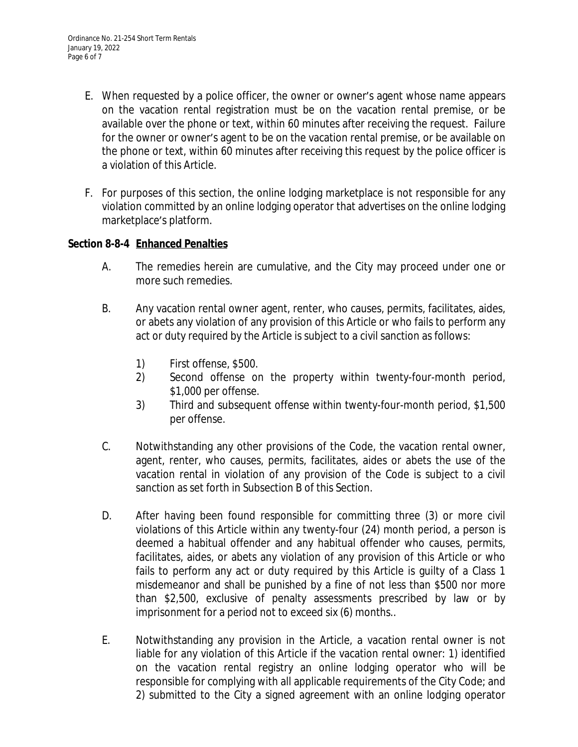E. When requested by a police officer, the owner or owner's agent whose name appears on the vacation rental registration must be on the vacation rental premise, or be available over the phone or text, within 60 minutes after receiving the request. Failure for the owner or owner's agent to be on the vacation rental premise, or be available on the phone or text, within 60 minutes after receiving this request by the police officer is a violation of this Article.

F. For purposes of this section, the online lodging marketplace is not responsible for any violation committed by an online lodging operator that advertises on the online lodging marketplace's platform.

**Section 8-8-4 <u>Enhanced Penalties</u>**

A. The remedies herein are cumulative, and the City may proceed under one or more such remedies.

B. Any vacation rental owner agent, renter, who causes, permits, facilitates, aides, or abets any violation of any provision of this Article or who fails to perform any act or duty required by the Article is subject to a civil sanction as follows:

1) First offense, $500.
2) Second offense on the property within twenty-four-month period, $1,000 per offense.
3) Third and subsequent offense within twenty-four-month period, $1,500 per offense.

C. Notwithstanding any other provisions of the Code, the vacation rental owner, agent, renter, who causes, permits, facilitates, aides or abets the use of the vacation rental in violation of any provision of the Code is subject to a civil sanction as set forth in Subsection B of this Section.

D. After having been found responsible for committing three (3) or more civil violations of this Article within any twenty-four (24) month period, a person is deemed a habitual offender and any habitual offender who causes, permits, facilitates, aides, or abets any violation of any provision of this Article or who fails to perform any act or duty required by this Article is guilty of a Class 1 misdemeanor and shall be punished by a fine of not less than $500 nor more than $2,500, exclusive of penalty assessments prescribed by law or by imprisonment for a period not to exceed six (6) months..

E. Notwithstanding any provision in the Article, a vacation rental owner is not liable for any violation of this Article if the vacation rental owner: 1) identified on the vacation rental registry an online lodging operator who will be responsible for complying with all applicable requirements of the City Code; and 2) submitted to the City a signed agreement with an online lodging operator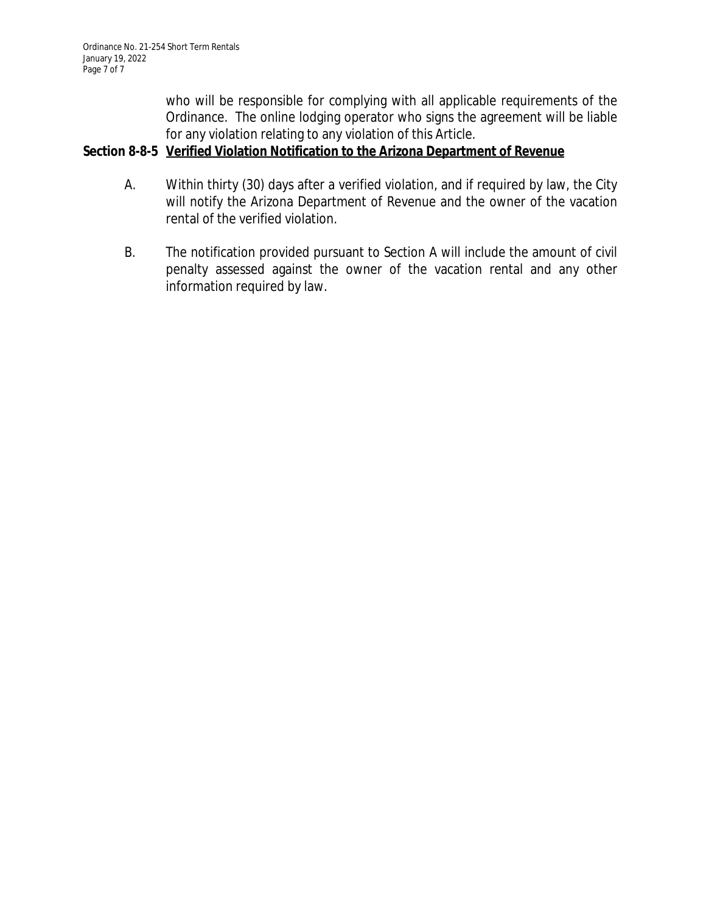who will be responsible for complying with all applicable requirements of the Ordinance. The online lodging operator who signs the agreement will be liable for any violation relating to any violation of this Article.

**Section 8-8-5 <u>Verified Violation Notification to the Arizona Department of Revenue</u>**

A. Within thirty (30) days after a verified violation, and if required by law, the City will notify the Arizona Department of Revenue and the owner of the vacation rental of the verified violation.

B. The notification provided pursuant to Section A will include the amount of civil penalty assessed against the owner of the vacation rental and any other information required by law.